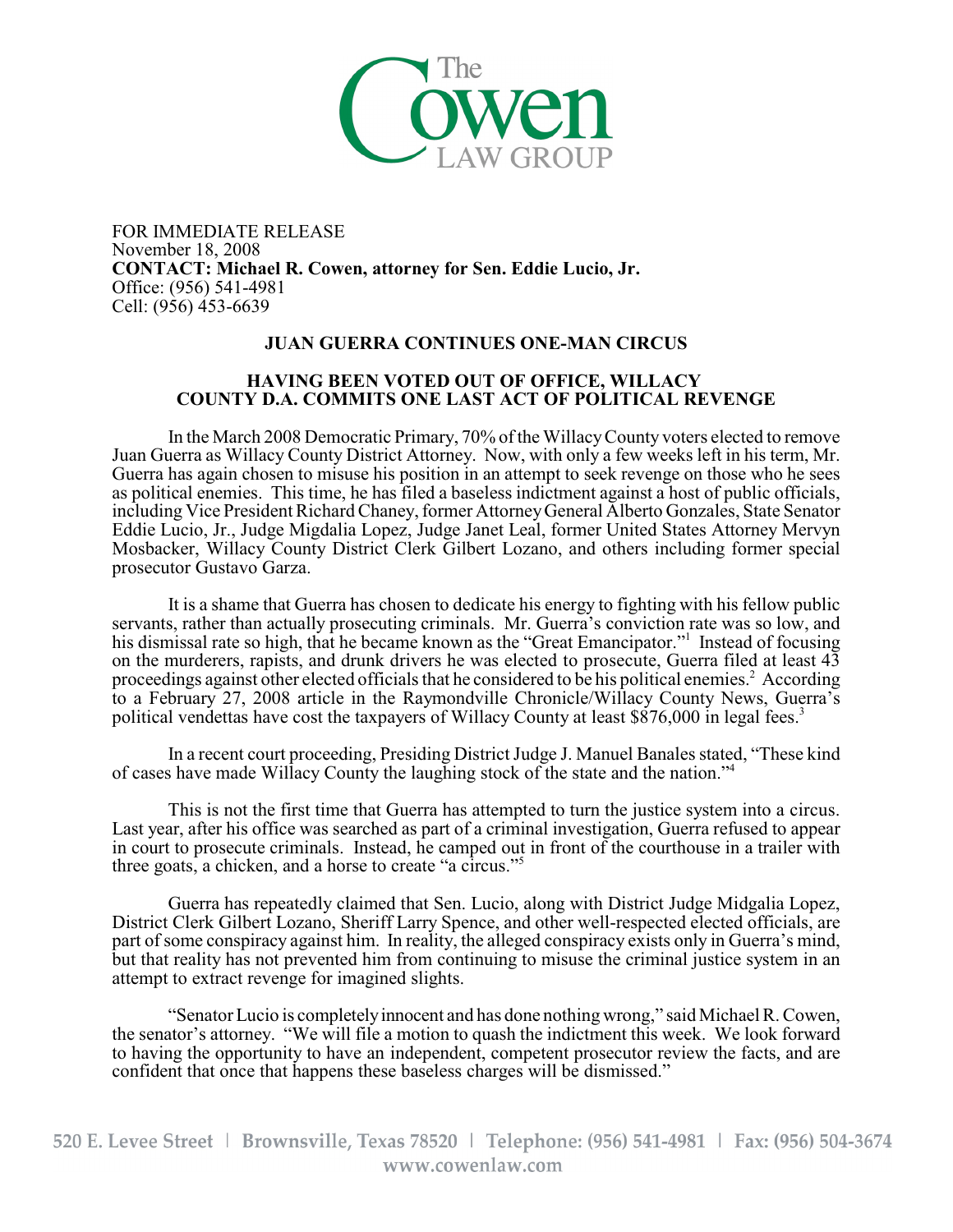The Cowen LAW GROUP

FOR IMMEDIATE RELEASE
November 18, 2008
**CONTACT: Michael R. Cowen, attorney for Sen. Eddie Lucio, Jr.**
Office: (956) 541-4981
Cell: (956) 453-6639

## JUAN GUERRA CONTINUES ONE-MAN CIRCUS

### HAVING BEEN VOTED OUT OF OFFICE, WILLACY COUNTY D.A. COMMITS ONE LAST ACT OF POLITICAL REVENGE

In the March 2008 Democratic Primary, 70% of the Willacy County voters elected to remove Juan Guerra as Willacy County District Attorney. Now, with only a few weeks left in his term, Mr. Guerra has again chosen to misuse his position in an attempt to seek revenge on those who he sees as political enemies. This time, he has filed a baseless indictment against a host of public officials, including Vice President Richard Chaney, former Attorney General Alberto Gonzales, State Senator Eddie Lucio, Jr., Judge Migdalia Lopez, Judge Janet Leal, former United States Attorney Mervyn Mosbacker, Willacy County District Clerk Gilbert Lozano, and others including former special prosecutor Gustavo Garza.

It is a shame that Guerra has chosen to dedicate his energy to fighting with his fellow public servants, rather than actually prosecuting criminals. Mr. Guerra's conviction rate was so low, and his dismissal rate so high, that he became known as the "Great Emancipator."[1] Instead of focusing on the murderers, rapists, and drunk drivers he was elected to prosecute, Guerra filed at least 43 proceedings against other elected officials that he considered to be his political enemies.[2] According to a February 27, 2008 article in the Raymondville Chronicle/Willacy County News, Guerra's political vendettas have cost the taxpayers of Willacy County at least $876,000 in legal fees.[3]

In a recent court proceeding, Presiding District Judge J. Manuel Banales stated, "These kind of cases have made Willacy County the laughing stock of the state and the nation."[4]

This is not the first time that Guerra has attempted to turn the justice system into a circus. Last year, after his office was searched as part of a criminal investigation, Guerra refused to appear in court to prosecute criminals. Instead, he camped out in front of the courthouse in a trailer with three goats, a chicken, and a horse to create "a circus."[5]

Guerra has repeatedly claimed that Sen. Lucio, along with District Judge Midgalia Lopez, District Clerk Gilbert Lozano, Sheriff Larry Spence, and other well-respected elected officials, are part of some conspiracy against him. In reality, the alleged conspiracy exists only in Guerra's mind, but that reality has not prevented him from continuing to misuse the criminal justice system in an attempt to extract revenge for imagined slights.

"Senator Lucio is completely innocent and has done nothing wrong," said Michael R. Cowen, the senator's attorney. "We will file a motion to quash the indictment this week. We look forward to having the opportunity to have an independent, competent prosecutor review the facts, and are confident that once that happens these baseless charges will be dismissed."

520 E. Levee Street | Brownsville, Texas 78520 | Telephone: (956) 541-4981 | Fax: (956) 504-3674
www.cowenlaw.com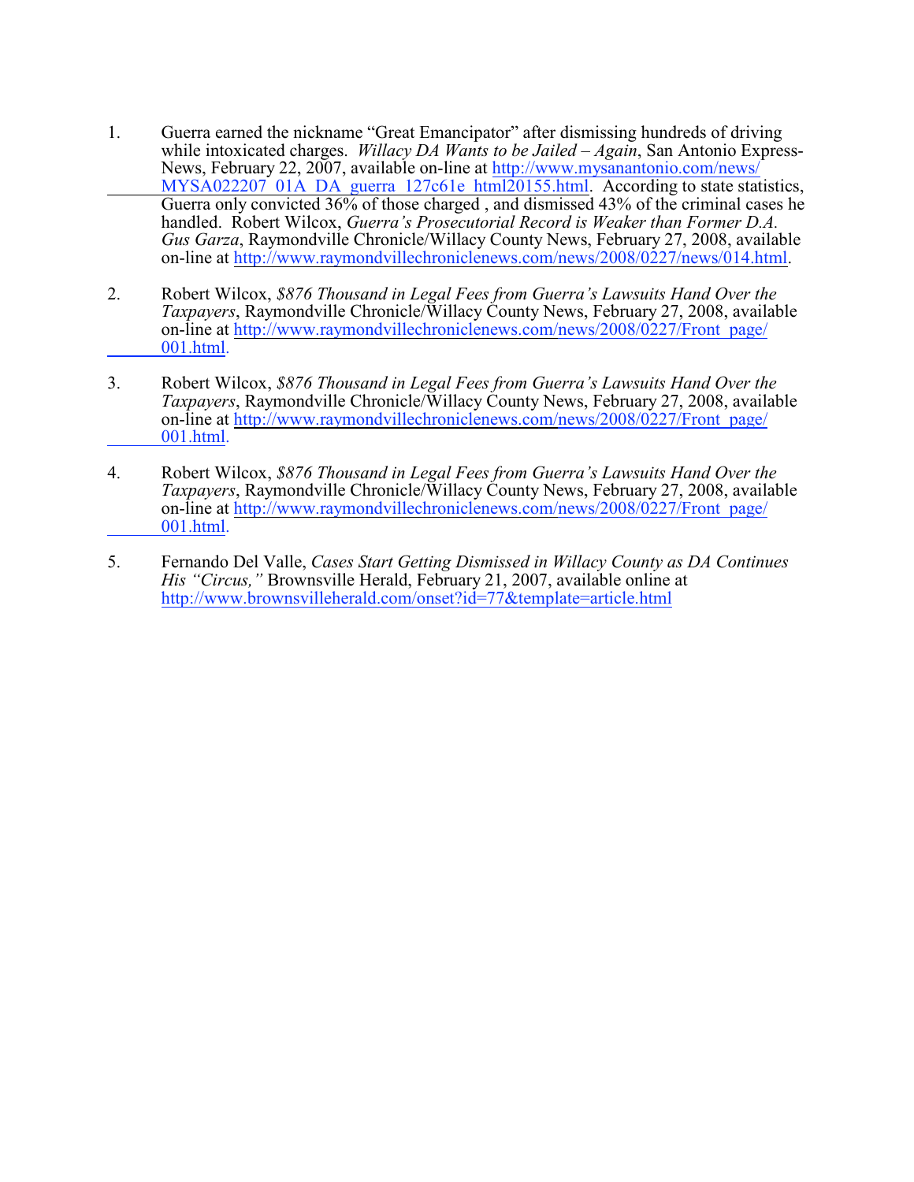1. Guerra earned the nickname "Great Emancipator" after dismissing hundreds of driving while intoxicated charges. *Willacy DA Wants to be Jailed – Again*, San Antonio Express-News, February 22, 2007, available on-line at http://www.mysanantonio.com/news/MYSA022207_01A_DA_guerra_127c61e_html20155.html. According to state statistics, Guerra only convicted 36% of those charged , and dismissed 43% of the criminal cases he handled. Robert Wilcox, *Guerra's Prosecutorial Record is Weaker than Former D.A. Gus Garza*, Raymondville Chronicle/Willacy County News, February 27, 2008, available on-line at http://www.raymondvillechroniclenews.com/news/2008/0227/news/014.html.

2. Robert Wilcox, *$876 Thousand in Legal Fees from Guerra's Lawsuits Hand Over the Taxpayers*, Raymondville Chronicle/Willacy County News, February 27, 2008, available on-line at http://www.raymondvillechroniclenews.com/news/2008/0227/Front_page/001.html.

3. Robert Wilcox, *$876 Thousand in Legal Fees from Guerra's Lawsuits Hand Over the Taxpayers*, Raymondville Chronicle/Willacy County News, February 27, 2008, available on-line at http://www.raymondvillechroniclenews.com/news/2008/0227/Front_page/001.html.

4. Robert Wilcox, *$876 Thousand in Legal Fees from Guerra's Lawsuits Hand Over the Taxpayers*, Raymondville Chronicle/Willacy County News, February 27, 2008, available on-line at http://www.raymondvillechroniclenews.com/news/2008/0227/Front_page/001.html.

5. Fernando Del Valle, *Cases Start Getting Dismissed in Willacy County as DA Continues His "Circus,"* Brownsville Herald, February 21, 2007, available online at http://www.brownsvilleherald.com/onset?id=77&template=article.html